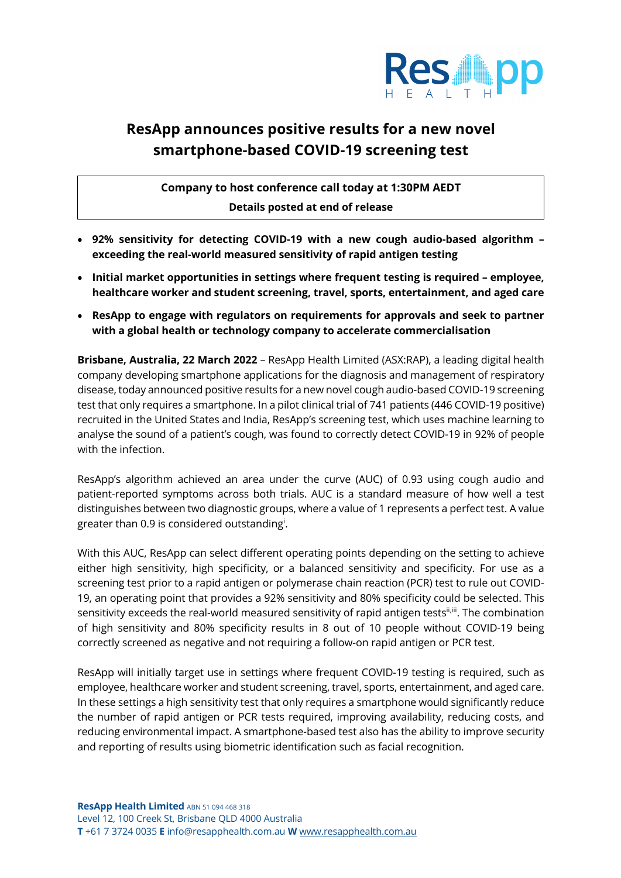# ResApp announces positive results for a new novel smartphone-based COVID-19 screening test

**Company to host conference call today at 1:30PM AEDT**

**Details posted at end of release**

- **92% sensitivity for detecting COVID-19 with a new cough audio-based algorithm – exceeding the real-world measured sensitivity of rapid antigen testing**
- **Initial market opportunities in settings where frequent testing is required – employee, healthcare worker and student screening, travel, sports, entertainment, and aged care**
- **ResApp to engage with regulators on requirements for approvals and seek to partner with a global health or technology company to accelerate commercialisation**

**Brisbane, Australia, 22 March 2022** – ResApp Health Limited (ASX:RAP), a leading digital health company developing smartphone applications for the diagnosis and management of respiratory disease, today announced positive results for a new novel cough audio-based COVID-19 screening test that only requires a smartphone. In a pilot clinical trial of 741 patients (446 COVID-19 positive) recruited in the United States and India, ResApp's screening test, which uses machine learning to analyse the sound of a patient's cough, was found to correctly detect COVID-19 in 92% of people with the infection.

ResApp's algorithm achieved an area under the curve (AUC) of 0.93 using cough audio and patient-reported symptoms across both trials. AUC is a standard measure of how well a test distinguishes between two diagnostic groups, where a value of 1 represents a perfect test. A value greater than 0.9 is considered outstanding[i].

With this AUC, ResApp can select different operating points depending on the setting to achieve either high sensitivity, high specificity, or a balanced sensitivity and specificity. For use as a screening test prior to a rapid antigen or polymerase chain reaction (PCR) test to rule out COVID-19, an operating point that provides a 92% sensitivity and 80% specificity could be selected. This sensitivity exceeds the real-world measured sensitivity of rapid antigen tests[ii,iii]. The combination of high sensitivity and 80% specificity results in 8 out of 10 people without COVID-19 being correctly screened as negative and not requiring a follow-on rapid antigen or PCR test.

ResApp will initially target use in settings where frequent COVID-19 testing is required, such as employee, healthcare worker and student screening, travel, sports, entertainment, and aged care. In these settings a high sensitivity test that only requires a smartphone would significantly reduce the number of rapid antigen or PCR tests required, improving availability, reducing costs, and reducing environmental impact. A smartphone-based test also has the ability to improve security and reporting of results using biometric identification such as facial recognition.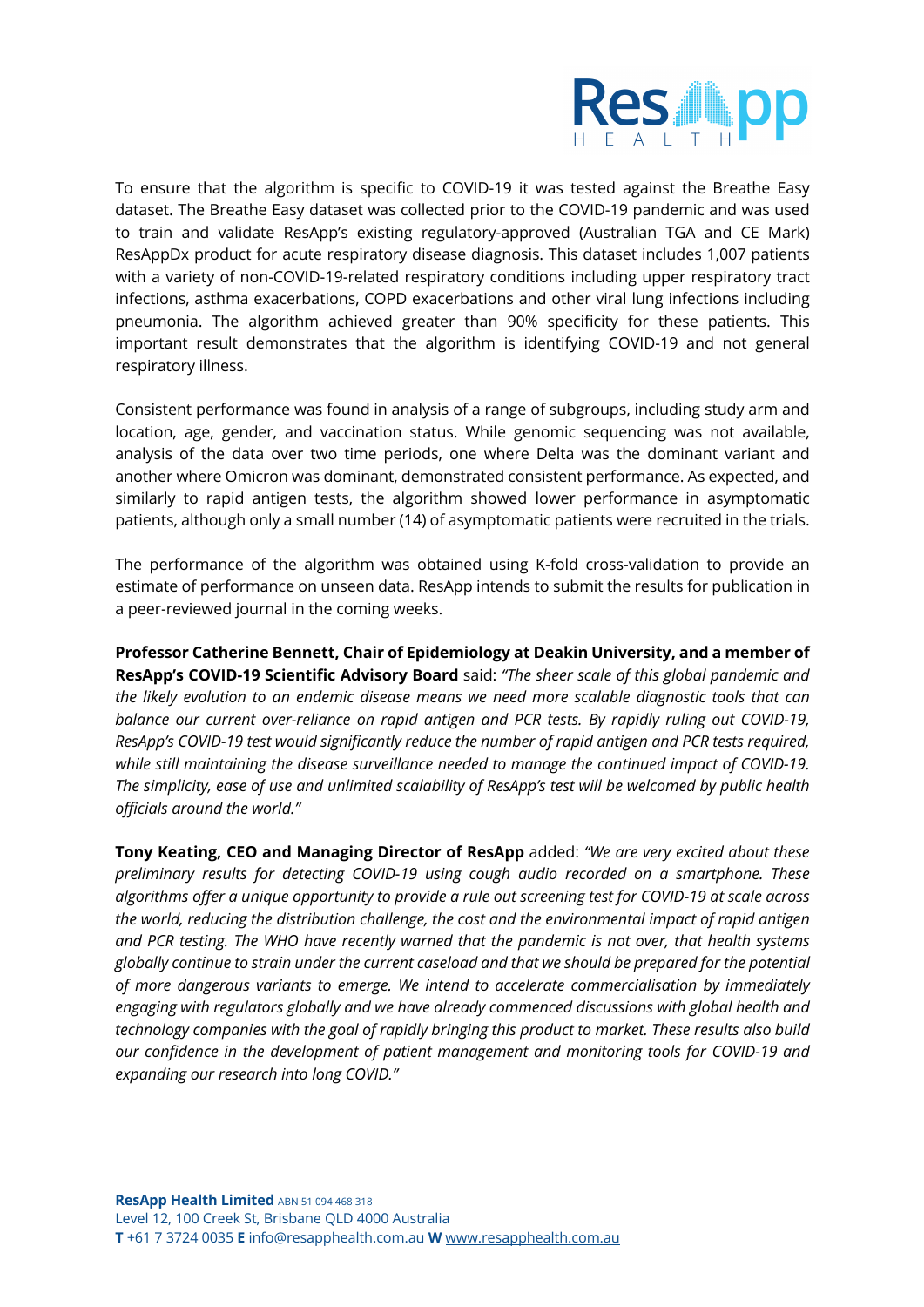To ensure that the algorithm is specific to COVID-19 it was tested against the Breathe Easy dataset. The Breathe Easy dataset was collected prior to the COVID-19 pandemic and was used to train and validate ResApp's existing regulatory-approved (Australian TGA and CE Mark) ResAppDx product for acute respiratory disease diagnosis. This dataset includes 1,007 patients with a variety of non-COVID-19-related respiratory conditions including upper respiratory tract infections, asthma exacerbations, COPD exacerbations and other viral lung infections including pneumonia. The algorithm achieved greater than 90% specificity for these patients. This important result demonstrates that the algorithm is identifying COVID-19 and not general respiratory illness.

Consistent performance was found in analysis of a range of subgroups, including study arm and location, age, gender, and vaccination status. While genomic sequencing was not available, analysis of the data over two time periods, one where Delta was the dominant variant and another where Omicron was dominant, demonstrated consistent performance. As expected, and similarly to rapid antigen tests, the algorithm showed lower performance in asymptomatic patients, although only a small number (14) of asymptomatic patients were recruited in the trials.

The performance of the algorithm was obtained using K-fold cross-validation to provide an estimate of performance on unseen data. ResApp intends to submit the results for publication in a peer-reviewed journal in the coming weeks.

**Professor Catherine Bennett, Chair of Epidemiology at Deakin University, and a member of ResApp's COVID-19 Scientific Advisory Board** said: *"The sheer scale of this global pandemic and the likely evolution to an endemic disease means we need more scalable diagnostic tools that can balance our current over-reliance on rapid antigen and PCR tests. By rapidly ruling out COVID-19, ResApp's COVID-19 test would significantly reduce the number of rapid antigen and PCR tests required, while still maintaining the disease surveillance needed to manage the continued impact of COVID-19. The simplicity, ease of use and unlimited scalability of ResApp's test will be welcomed by public health officials around the world."*

**Tony Keating, CEO and Managing Director of ResApp** added: *"We are very excited about these preliminary results for detecting COVID-19 using cough audio recorded on a smartphone. These algorithms offer a unique opportunity to provide a rule out screening test for COVID-19 at scale across the world, reducing the distribution challenge, the cost and the environmental impact of rapid antigen and PCR testing. The WHO have recently warned that the pandemic is not over, that health systems globally continue to strain under the current caseload and that we should be prepared for the potential of more dangerous variants to emerge. We intend to accelerate commercialisation by immediately engaging with regulators globally and we have already commenced discussions with global health and technology companies with the goal of rapidly bringing this product to market. These results also build our confidence in the development of patient management and monitoring tools for COVID-19 and expanding our research into long COVID."*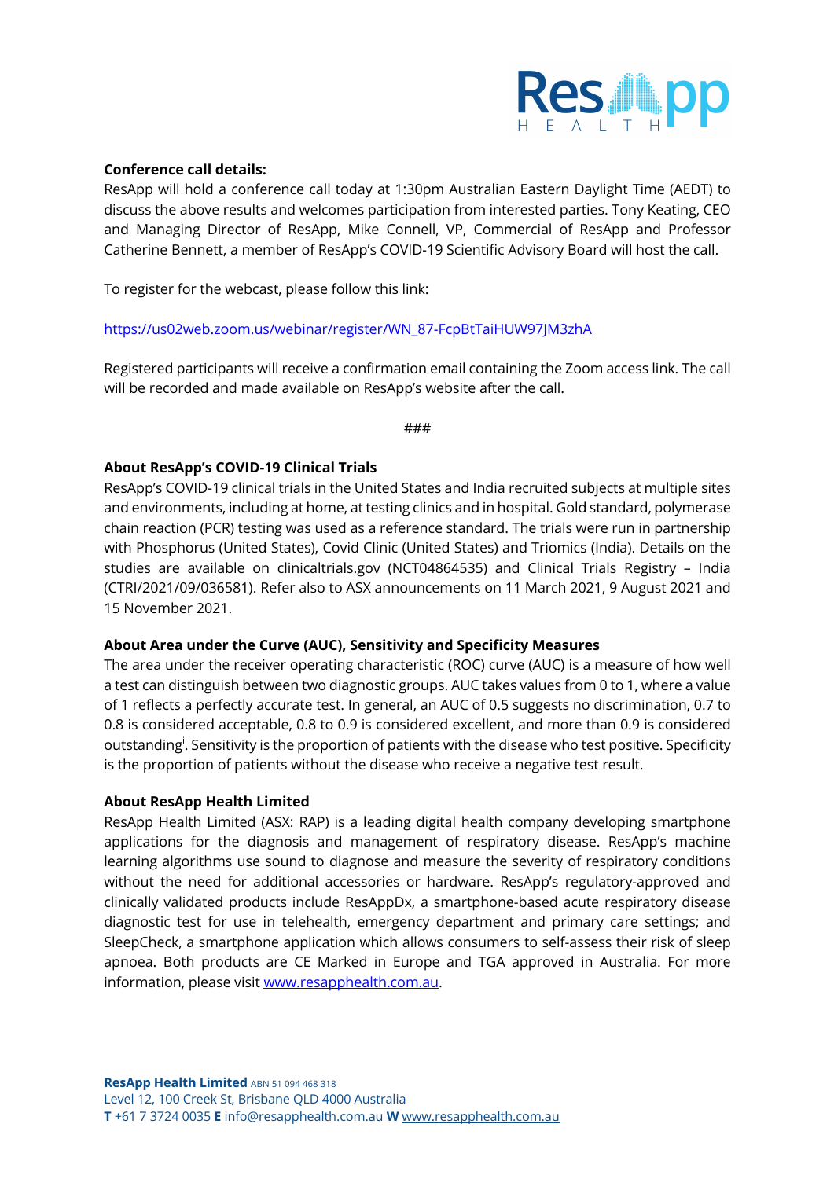**Conference call details:**

ResApp will hold a conference call today at 1:30pm Australian Eastern Daylight Time (AEDT) to discuss the above results and welcomes participation from interested parties. Tony Keating, CEO and Managing Director of ResApp, Mike Connell, VP, Commercial of ResApp and Professor Catherine Bennett, a member of ResApp's COVID-19 Scientific Advisory Board will host the call.

To register for the webcast, please follow this link:

https://us02web.zoom.us/webinar/register/WN_87-FcpBtTaiHUW97JM3zhA

Registered participants will receive a confirmation email containing the Zoom access link. The call will be recorded and made available on ResApp's website after the call.

###

**About ResApp's COVID-19 Clinical Trials**

ResApp's COVID-19 clinical trials in the United States and India recruited subjects at multiple sites and environments, including at home, at testing clinics and in hospital. Gold standard, polymerase chain reaction (PCR) testing was used as a reference standard. The trials were run in partnership with Phosphorus (United States), Covid Clinic (United States) and Triomics (India). Details on the studies are available on clinicaltrials.gov (NCT04864535) and Clinical Trials Registry – India (CTRI/2021/09/036581). Refer also to ASX announcements on 11 March 2021, 9 August 2021 and 15 November 2021.

**About Area under the Curve (AUC), Sensitivity and Specificity Measures**

The area under the receiver operating characteristic (ROC) curve (AUC) is a measure of how well a test can distinguish between two diagnostic groups. AUC takes values from 0 to 1, where a value of 1 reflects a perfectly accurate test. In general, an AUC of 0.5 suggests no discrimination, 0.7 to 0.8 is considered acceptable, 0.8 to 0.9 is considered excellent, and more than 0.9 is considered outstanding[i]. Sensitivity is the proportion of patients with the disease who test positive. Specificity is the proportion of patients without the disease who receive a negative test result.

**About ResApp Health Limited**

ResApp Health Limited (ASX: RAP) is a leading digital health company developing smartphone applications for the diagnosis and management of respiratory disease. ResApp's machine learning algorithms use sound to diagnose and measure the severity of respiratory conditions without the need for additional accessories or hardware. ResApp's regulatory-approved and clinically validated products include ResAppDx, a smartphone-based acute respiratory disease diagnostic test for use in telehealth, emergency department and primary care settings; and SleepCheck, a smartphone application which allows consumers to self-assess their risk of sleep apnoea. Both products are CE Marked in Europe and TGA approved in Australia. For more information, please visit www.resapphealth.com.au.

**ResApp Health Limited** ABN 51 094 468 318
Level 12, 100 Creek St, Brisbane QLD 4000 Australia
**T** +61 7 3724 0035 **E** info@resapphealth.com.au **W** www.resapphealth.com.au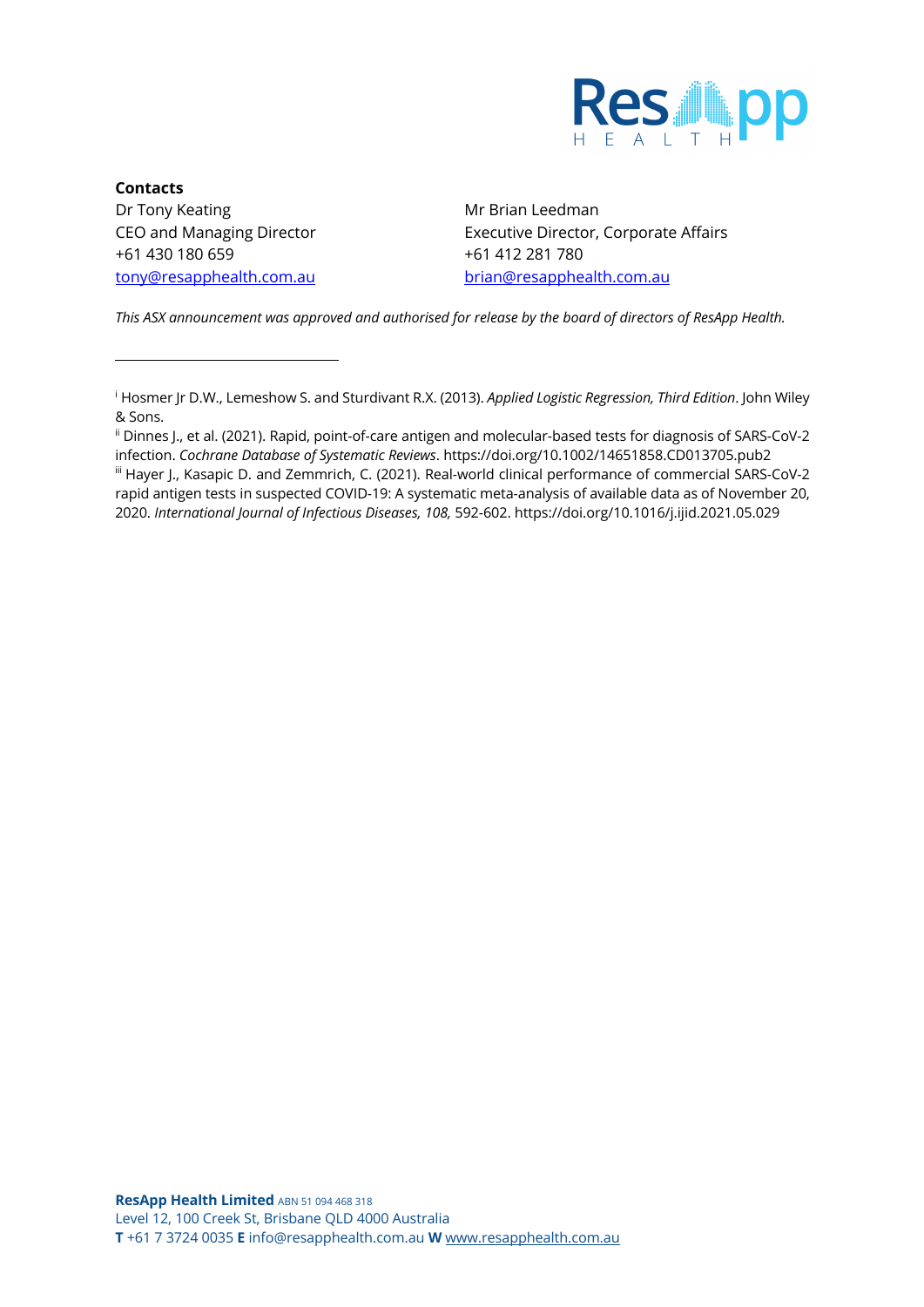**Contacts**

Dr Tony Keating
CEO and Managing Director
+61 430 180 659
tony@resapphealth.com.au

Mr Brian Leedman
Executive Director, Corporate Affairs
+61 412 281 780
brian@resapphealth.com.au

*This ASX announcement was approved and authorised for release by the board of directors of ResApp Health.*

---

[i] Hosmer Jr D.W., Lemeshow S. and Sturdivant R.X. (2013). *Applied Logistic Regression, Third Edition*. John Wiley & Sons.

[ii] Dinnes J., et al. (2021). Rapid, point-of-care antigen and molecular-based tests for diagnosis of SARS-CoV-2 infection. *Cochrane Database of Systematic Reviews*. https://doi.org/10.1002/14651858.CD013705.pub2

[iii] Hayer J., Kasapic D. and Zemmrich, C. (2021). Real-world clinical performance of commercial SARS-CoV-2 rapid antigen tests in suspected COVID-19: A systematic meta-analysis of available data as of November 20, 2020. *International Journal of Infectious Diseases, 108,* 592-602. https://doi.org/10.1016/j.ijid.2021.05.029

**ResApp Health Limited** ABN 51 094 468 318
Level 12, 100 Creek St, Brisbane QLD 4000 Australia
**T** +61 7 3724 0035 **E** info@resapphealth.com.au **W** www.resapphealth.com.au